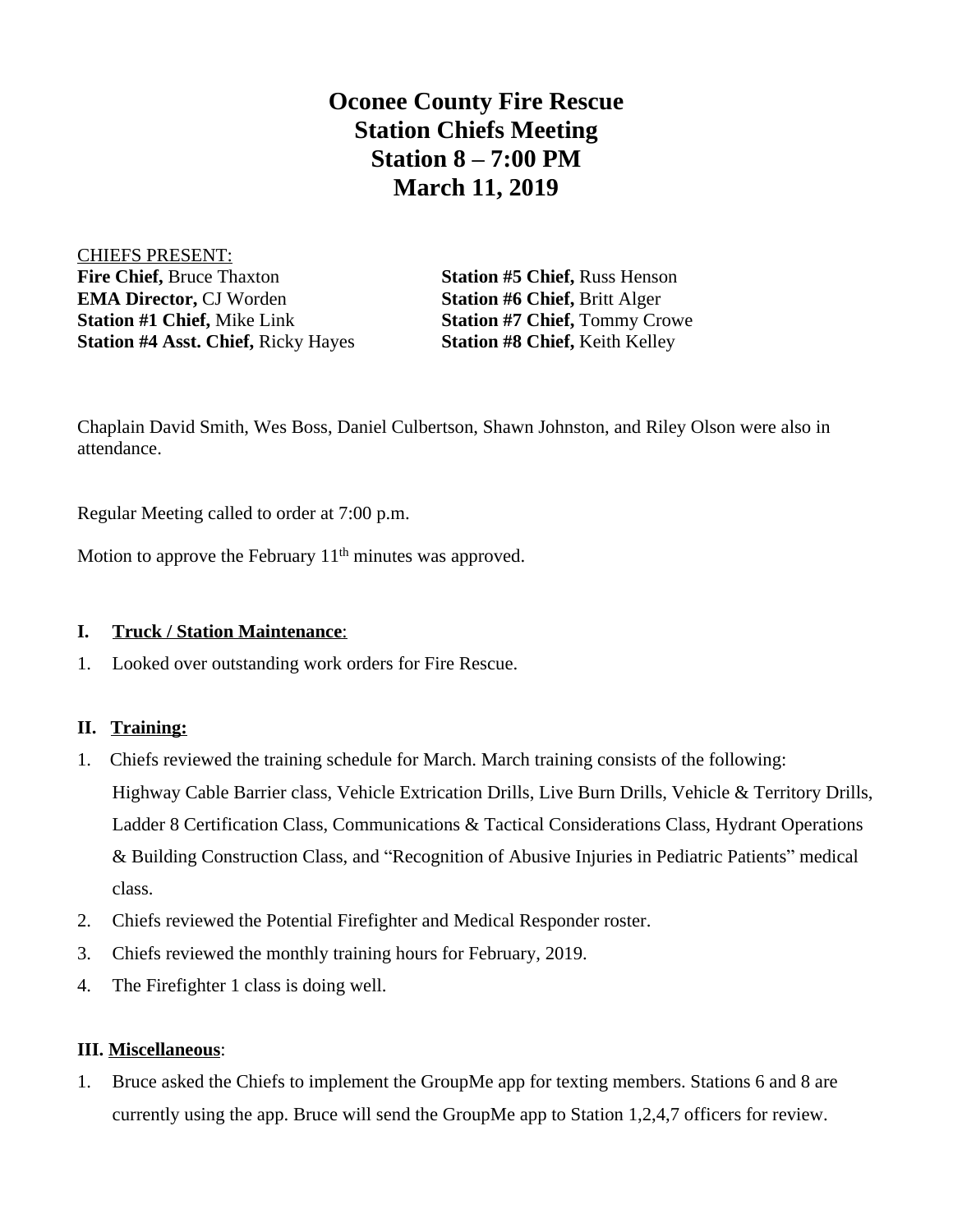# Oconee County Fire Rescue
# Station Chiefs Meeting
# Station 8 – 7:00 PM
# March 11, 2019

CHIEFS PRESENT:

**Fire Chief,** Bruce Thaxton
**EMA Director,** CJ Worden
**Station #1 Chief,** Mike Link
**Station #4 Asst. Chief,** Ricky Hayes
**Station #5 Chief,** Russ Henson
**Station #6 Chief,** Britt Alger
**Station #7 Chief,** Tommy Crowe
**Station #8 Chief,** Keith Kelley

Chaplain David Smith, Wes Boss, Daniel Culbertson, Shawn Johnston, and Riley Olson were also in attendance.

Regular Meeting called to order at 7:00 p.m.

Motion to approve the February 11th minutes was approved.

## I. Truck / Station Maintenance:

1. Looked over outstanding work orders for Fire Rescue.

## II. Training:

1. Chiefs reviewed the training schedule for March. March training consists of the following: Highway Cable Barrier class, Vehicle Extrication Drills, Live Burn Drills, Vehicle & Territory Drills, Ladder 8 Certification Class, Communications & Tactical Considerations Class, Hydrant Operations & Building Construction Class, and "Recognition of Abusive Injuries in Pediatric Patients" medical class.
2. Chiefs reviewed the Potential Firefighter and Medical Responder roster.
3. Chiefs reviewed the monthly training hours for February, 2019.
4. The Firefighter 1 class is doing well.

## III. Miscellaneous:

1. Bruce asked the Chiefs to implement the GroupMe app for texting members. Stations 6 and 8 are currently using the app. Bruce will send the GroupMe app to Station 1,2,4,7 officers for review.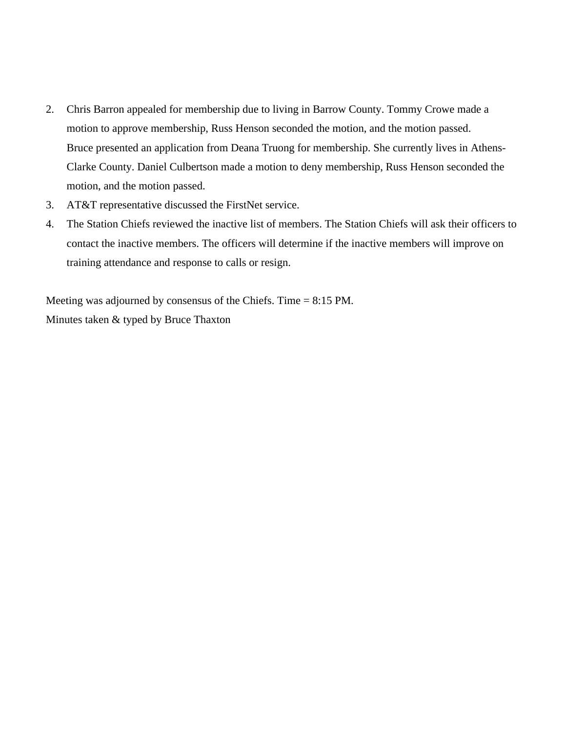2. Chris Barron appealed for membership due to living in Barrow County. Tommy Crowe made a motion to approve membership, Russ Henson seconded the motion, and the motion passed.
   Bruce presented an application from Deana Truong for membership. She currently lives in Athens-Clarke County. Daniel Culbertson made a motion to deny membership, Russ Henson seconded the motion, and the motion passed.
3. AT&T representative discussed the FirstNet service.
4. The Station Chiefs reviewed the inactive list of members. The Station Chiefs will ask their officers to contact the inactive members. The officers will determine if the inactive members will improve on training attendance and response to calls or resign.

Meeting was adjourned by consensus of the Chiefs. Time = 8:15 PM.
Minutes taken & typed by Bruce Thaxton